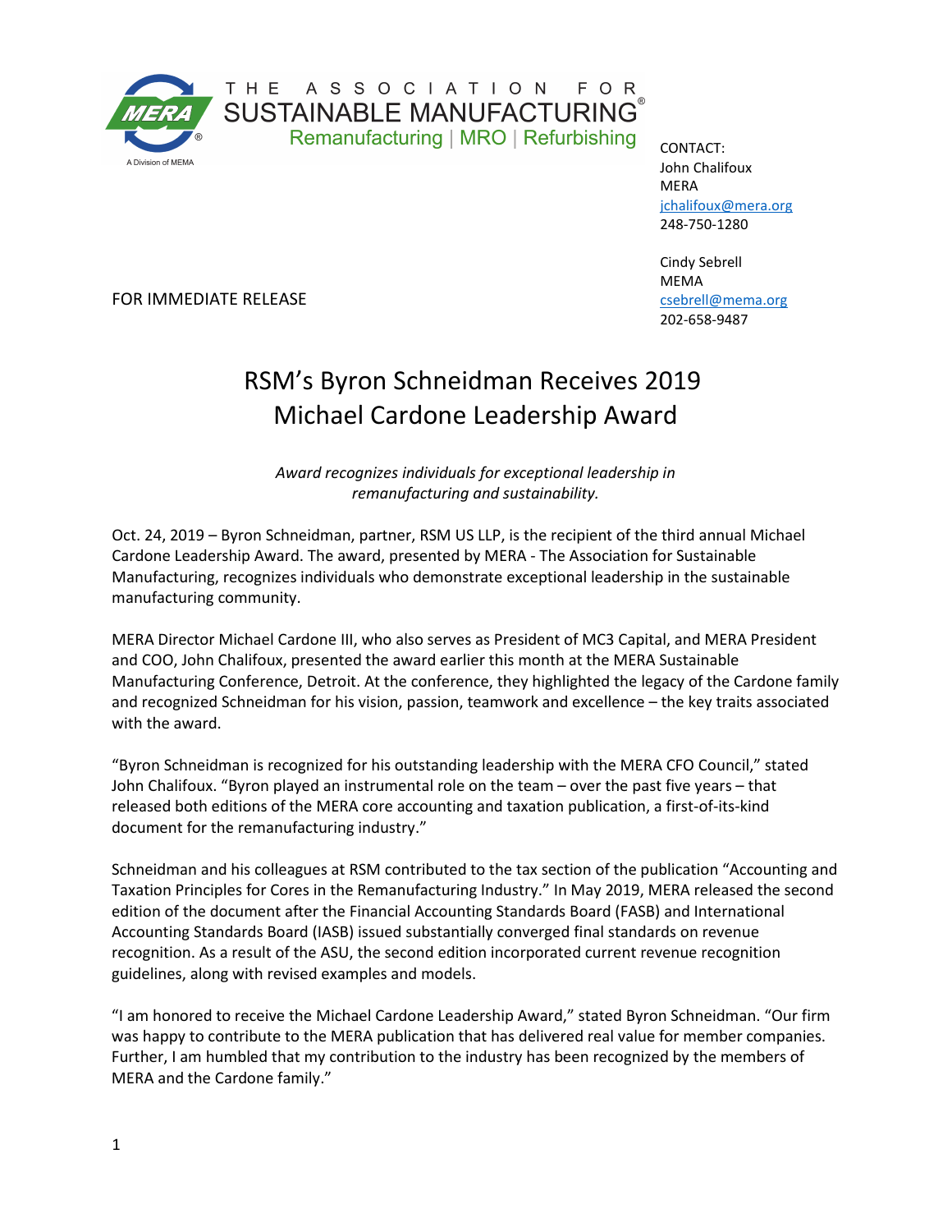THE ASSOCIATION FOR SUSTAINABLE MANUFACTURING®
Remanufacturing | MRO | Refurbishing

A Division of MEMA

CONTACT:
John Chalifoux
MERA
jchalifoux@mera.org
248-750-1280

Cindy Sebrell
MEMA
csebrell@mema.org
202-658-9487

FOR IMMEDIATE RELEASE

# RSM's Byron Schneidman Receives 2019 Michael Cardone Leadership Award

*Award recognizes individuals for exceptional leadership in remanufacturing and sustainability.*

Oct. 24, 2019 – Byron Schneidman, partner, RSM US LLP, is the recipient of the third annual Michael Cardone Leadership Award. The award, presented by MERA - The Association for Sustainable Manufacturing, recognizes individuals who demonstrate exceptional leadership in the sustainable manufacturing community.

MERA Director Michael Cardone III, who also serves as President of MC3 Capital, and MERA President and COO, John Chalifoux, presented the award earlier this month at the MERA Sustainable Manufacturing Conference, Detroit. At the conference, they highlighted the legacy of the Cardone family and recognized Schneidman for his vision, passion, teamwork and excellence – the key traits associated with the award.

"Byron Schneidman is recognized for his outstanding leadership with the MERA CFO Council," stated John Chalifoux. "Byron played an instrumental role on the team – over the past five years – that released both editions of the MERA core accounting and taxation publication, a first-of-its-kind document for the remanufacturing industry."

Schneidman and his colleagues at RSM contributed to the tax section of the publication "Accounting and Taxation Principles for Cores in the Remanufacturing Industry." In May 2019, MERA released the second edition of the document after the Financial Accounting Standards Board (FASB) and International Accounting Standards Board (IASB) issued substantially converged final standards on revenue recognition. As a result of the ASU, the second edition incorporated current revenue recognition guidelines, along with revised examples and models.

"I am honored to receive the Michael Cardone Leadership Award," stated Byron Schneidman. "Our firm was happy to contribute to the MERA publication that has delivered real value for member companies. Further, I am humbled that my contribution to the industry has been recognized by the members of MERA and the Cardone family."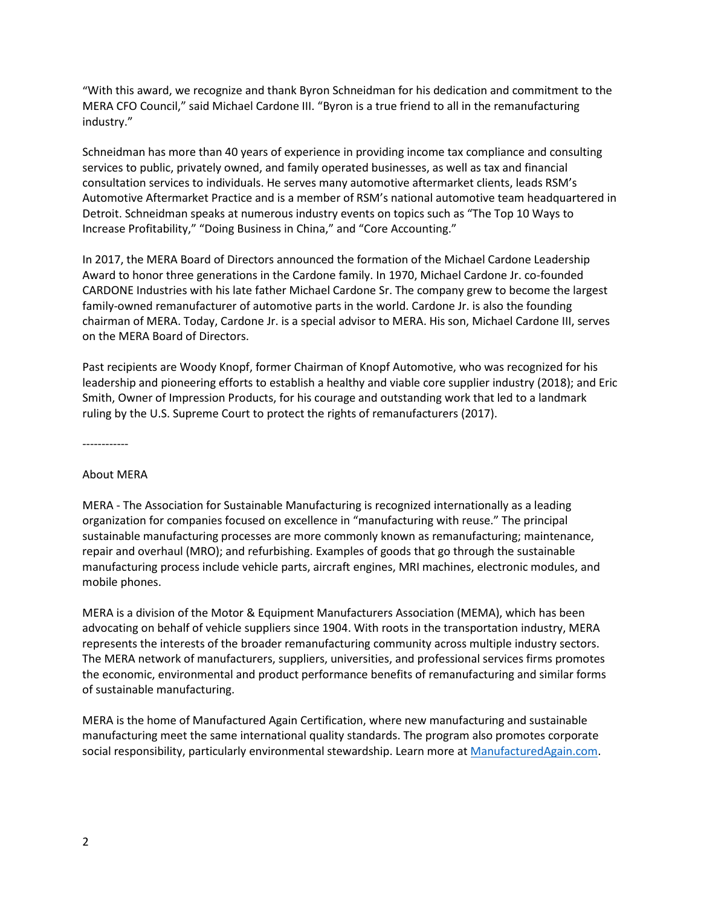"With this award, we recognize and thank Byron Schneidman for his dedication and commitment to the MERA CFO Council," said Michael Cardone III. "Byron is a true friend to all in the remanufacturing industry."

Schneidman has more than 40 years of experience in providing income tax compliance and consulting services to public, privately owned, and family operated businesses, as well as tax and financial consultation services to individuals. He serves many automotive aftermarket clients, leads RSM's Automotive Aftermarket Practice and is a member of RSM's national automotive team headquartered in Detroit. Schneidman speaks at numerous industry events on topics such as "The Top 10 Ways to Increase Profitability," "Doing Business in China," and "Core Accounting."

In 2017, the MERA Board of Directors announced the formation of the Michael Cardone Leadership Award to honor three generations in the Cardone family. In 1970, Michael Cardone Jr. co-founded CARDONE Industries with his late father Michael Cardone Sr. The company grew to become the largest family-owned remanufacturer of automotive parts in the world. Cardone Jr. is also the founding chairman of MERA. Today, Cardone Jr. is a special advisor to MERA. His son, Michael Cardone III, serves on the MERA Board of Directors.

Past recipients are Woody Knopf, former Chairman of Knopf Automotive, who was recognized for his leadership and pioneering efforts to establish a healthy and viable core supplier industry (2018); and Eric Smith, Owner of Impression Products, for his courage and outstanding work that led to a landmark ruling by the U.S. Supreme Court to protect the rights of remanufacturers (2017).

------------

About MERA

MERA - The Association for Sustainable Manufacturing is recognized internationally as a leading organization for companies focused on excellence in "manufacturing with reuse." The principal sustainable manufacturing processes are more commonly known as remanufacturing; maintenance, repair and overhaul (MRO); and refurbishing. Examples of goods that go through the sustainable manufacturing process include vehicle parts, aircraft engines, MRI machines, electronic modules, and mobile phones.

MERA is a division of the Motor & Equipment Manufacturers Association (MEMA), which has been advocating on behalf of vehicle suppliers since 1904. With roots in the transportation industry, MERA represents the interests of the broader remanufacturing community across multiple industry sectors. The MERA network of manufacturers, suppliers, universities, and professional services firms promotes the economic, environmental and product performance benefits of remanufacturing and similar forms of sustainable manufacturing.

MERA is the home of Manufactured Again Certification, where new manufacturing and sustainable manufacturing meet the same international quality standards. The program also promotes corporate social responsibility, particularly environmental stewardship. Learn more at [ManufacturedAgain.com](ManufacturedAgain.com).